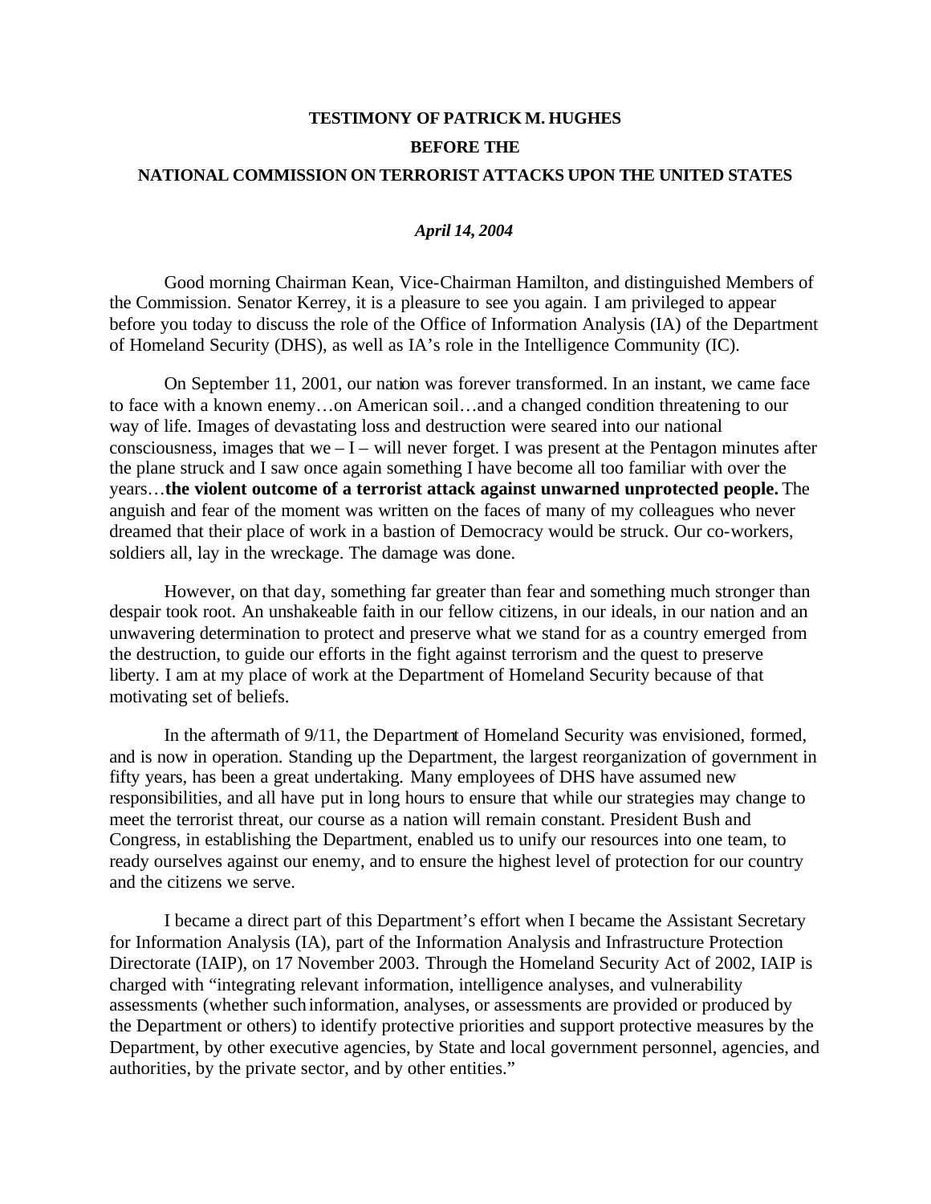**TESTIMONY OF PATRICK M. HUGHES**

**BEFORE THE**

**NATIONAL COMMISSION ON TERRORIST ATTACKS UPON THE UNITED STATES**

***April 14, 2004***

Good morning Chairman Kean, Vice-Chairman Hamilton, and distinguished Members of the Commission. Senator Kerrey, it is a pleasure to see you again. I am privileged to appear before you today to discuss the role of the Office of Information Analysis (IA) of the Department of Homeland Security (DHS), as well as IA's role in the Intelligence Community (IC).

On September 11, 2001, our nation was forever transformed. In an instant, we came face to face with a known enemy…on American soil…and a changed condition threatening to our way of life. Images of devastating loss and destruction were seared into our national consciousness, images that we – I – will never forget. I was present at the Pentagon minutes after the plane struck and I saw once again something I have become all too familiar with over the years…**the violent outcome of a terrorist attack against unwarned unprotected people.** The anguish and fear of the moment was written on the faces of many of my colleagues who never dreamed that their place of work in a bastion of Democracy would be struck. Our co-workers, soldiers all, lay in the wreckage. The damage was done.

However, on that day, something far greater than fear and something much stronger than despair took root. An unshakeable faith in our fellow citizens, in our ideals, in our nation and an unwavering determination to protect and preserve what we stand for as a country emerged from the destruction, to guide our efforts in the fight against terrorism and the quest to preserve liberty. I am at my place of work at the Department of Homeland Security because of that motivating set of beliefs.

In the aftermath of 9/11, the Department of Homeland Security was envisioned, formed, and is now in operation. Standing up the Department, the largest reorganization of government in fifty years, has been a great undertaking. Many employees of DHS have assumed new responsibilities, and all have put in long hours to ensure that while our strategies may change to meet the terrorist threat, our course as a nation will remain constant. President Bush and Congress, in establishing the Department, enabled us to unify our resources into one team, to ready ourselves against our enemy, and to ensure the highest level of protection for our country and the citizens we serve.

I became a direct part of this Department's effort when I became the Assistant Secretary for Information Analysis (IA), part of the Information Analysis and Infrastructure Protection Directorate (IAIP), on 17 November 2003. Through the Homeland Security Act of 2002, IAIP is charged with "integrating relevant information, intelligence analyses, and vulnerability assessments (whether such information, analyses, or assessments are provided or produced by the Department or others) to identify protective priorities and support protective measures by the Department, by other executive agencies, by State and local government personnel, agencies, and authorities, by the private sector, and by other entities."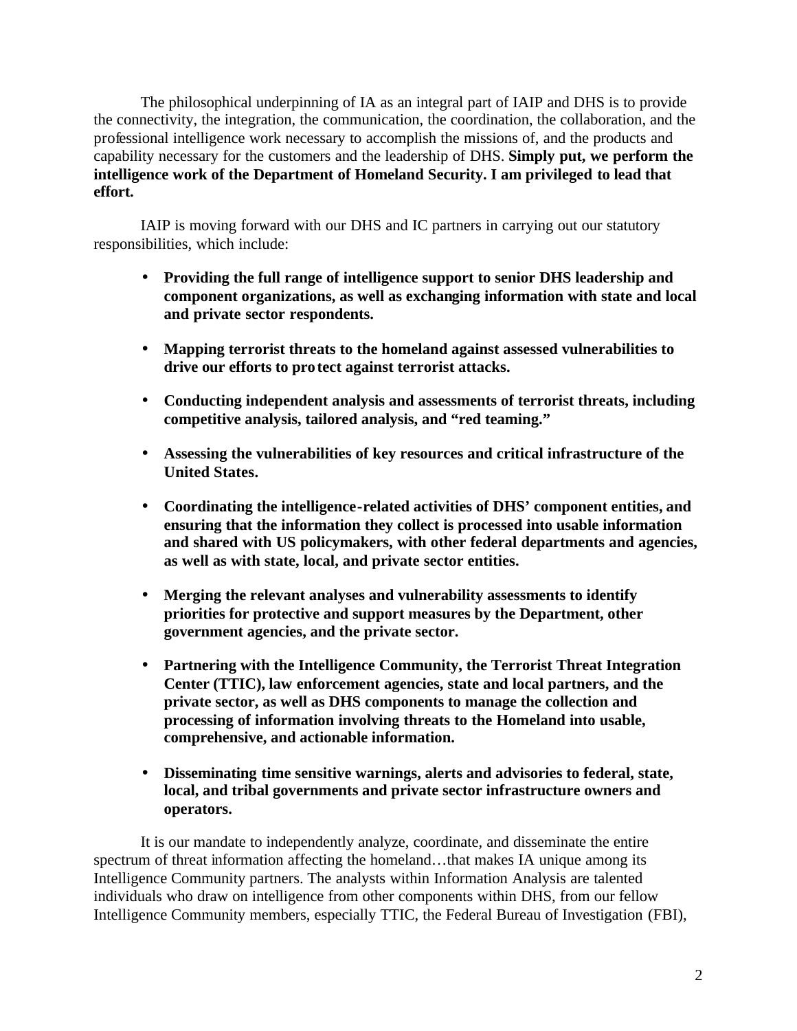The philosophical underpinning of IA as an integral part of IAIP and DHS is to provide the connectivity, the integration, the communication, the coordination, the collaboration, and the professional intelligence work necessary to accomplish the missions of, and the products and capability necessary for the customers and the leadership of DHS. **Simply put, we perform the intelligence work of the Department of Homeland Security. I am privileged to lead that effort.**

IAIP is moving forward with our DHS and IC partners in carrying out our statutory responsibilities, which include:

- **Providing the full range of intelligence support to senior DHS leadership and component organizations, as well as exchanging information with state and local and private sector respondents.**
- **Mapping terrorist threats to the homeland against assessed vulnerabilities to drive our efforts to protect against terrorist attacks.**
- **Conducting independent analysis and assessments of terrorist threats, including competitive analysis, tailored analysis, and "red teaming."**
- **Assessing the vulnerabilities of key resources and critical infrastructure of the United States.**
- **Coordinating the intelligence-related activities of DHS' component entities, and ensuring that the information they collect is processed into usable information and shared with US policymakers, with other federal departments and agencies, as well as with state, local, and private sector entities.**
- **Merging the relevant analyses and vulnerability assessments to identify priorities for protective and support measures by the Department, other government agencies, and the private sector.**
- **Partnering with the Intelligence Community, the Terrorist Threat Integration Center (TTIC), law enforcement agencies, state and local partners, and the private sector, as well as DHS components to manage the collection and processing of information involving threats to the Homeland into usable, comprehensive, and actionable information.**
- **Disseminating time sensitive warnings, alerts and advisories to federal, state, local, and tribal governments and private sector infrastructure owners and operators.**

It is our mandate to independently analyze, coordinate, and disseminate the entire spectrum of threat information affecting the homeland…that makes IA unique among its Intelligence Community partners. The analysts within Information Analysis are talented individuals who draw on intelligence from other components within DHS, from our fellow Intelligence Community members, especially TTIC, the Federal Bureau of Investigation (FBI),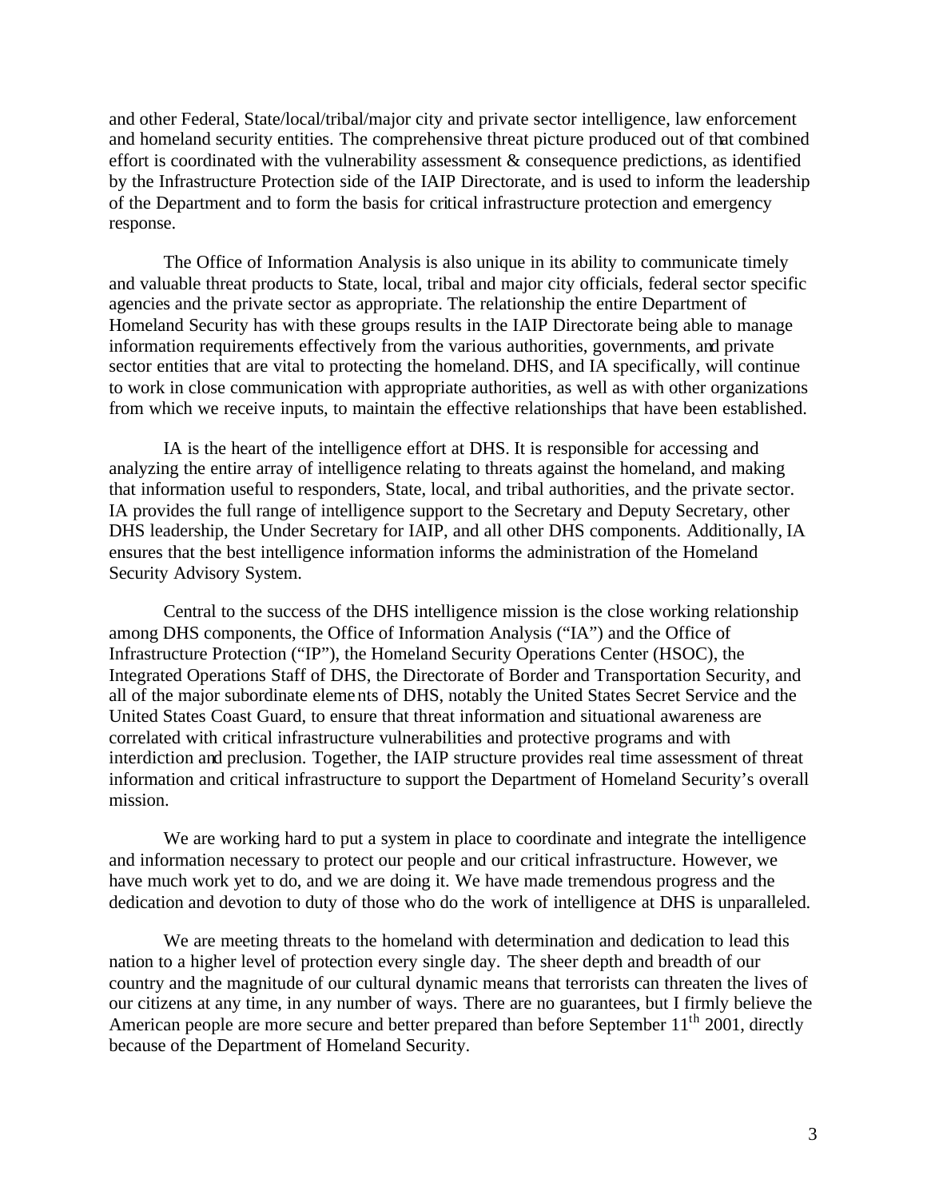and other Federal, State/local/tribal/major city and private sector intelligence, law enforcement and homeland security entities. The comprehensive threat picture produced out of that combined effort is coordinated with the vulnerability assessment & consequence predictions, as identified by the Infrastructure Protection side of the IAIP Directorate, and is used to inform the leadership of the Department and to form the basis for critical infrastructure protection and emergency response.

The Office of Information Analysis is also unique in its ability to communicate timely and valuable threat products to State, local, tribal and major city officials, federal sector specific agencies and the private sector as appropriate. The relationship the entire Department of Homeland Security has with these groups results in the IAIP Directorate being able to manage information requirements effectively from the various authorities, governments, and private sector entities that are vital to protecting the homeland. DHS, and IA specifically, will continue to work in close communication with appropriate authorities, as well as with other organizations from which we receive inputs, to maintain the effective relationships that have been established.

IA is the heart of the intelligence effort at DHS. It is responsible for accessing and analyzing the entire array of intelligence relating to threats against the homeland, and making that information useful to responders, State, local, and tribal authorities, and the private sector. IA provides the full range of intelligence support to the Secretary and Deputy Secretary, other DHS leadership, the Under Secretary for IAIP, and all other DHS components. Additionally, IA ensures that the best intelligence information informs the administration of the Homeland Security Advisory System.

Central to the success of the DHS intelligence mission is the close working relationship among DHS components, the Office of Information Analysis ("IA") and the Office of Infrastructure Protection ("IP"), the Homeland Security Operations Center (HSOC), the Integrated Operations Staff of DHS, the Directorate of Border and Transportation Security, and all of the major subordinate elements of DHS, notably the United States Secret Service and the United States Coast Guard, to ensure that threat information and situational awareness are correlated with critical infrastructure vulnerabilities and protective programs and with interdiction and preclusion. Together, the IAIP structure provides real time assessment of threat information and critical infrastructure to support the Department of Homeland Security's overall mission.

We are working hard to put a system in place to coordinate and integrate the intelligence and information necessary to protect our people and our critical infrastructure. However, we have much work yet to do, and we are doing it. We have made tremendous progress and the dedication and devotion to duty of those who do the work of intelligence at DHS is unparalleled.

We are meeting threats to the homeland with determination and dedication to lead this nation to a higher level of protection every single day. The sheer depth and breadth of our country and the magnitude of our cultural dynamic means that terrorists can threaten the lives of our citizens at any time, in any number of ways. There are no guarantees, but I firmly believe the American people are more secure and better prepared than before September 11th 2001, directly because of the Department of Homeland Security.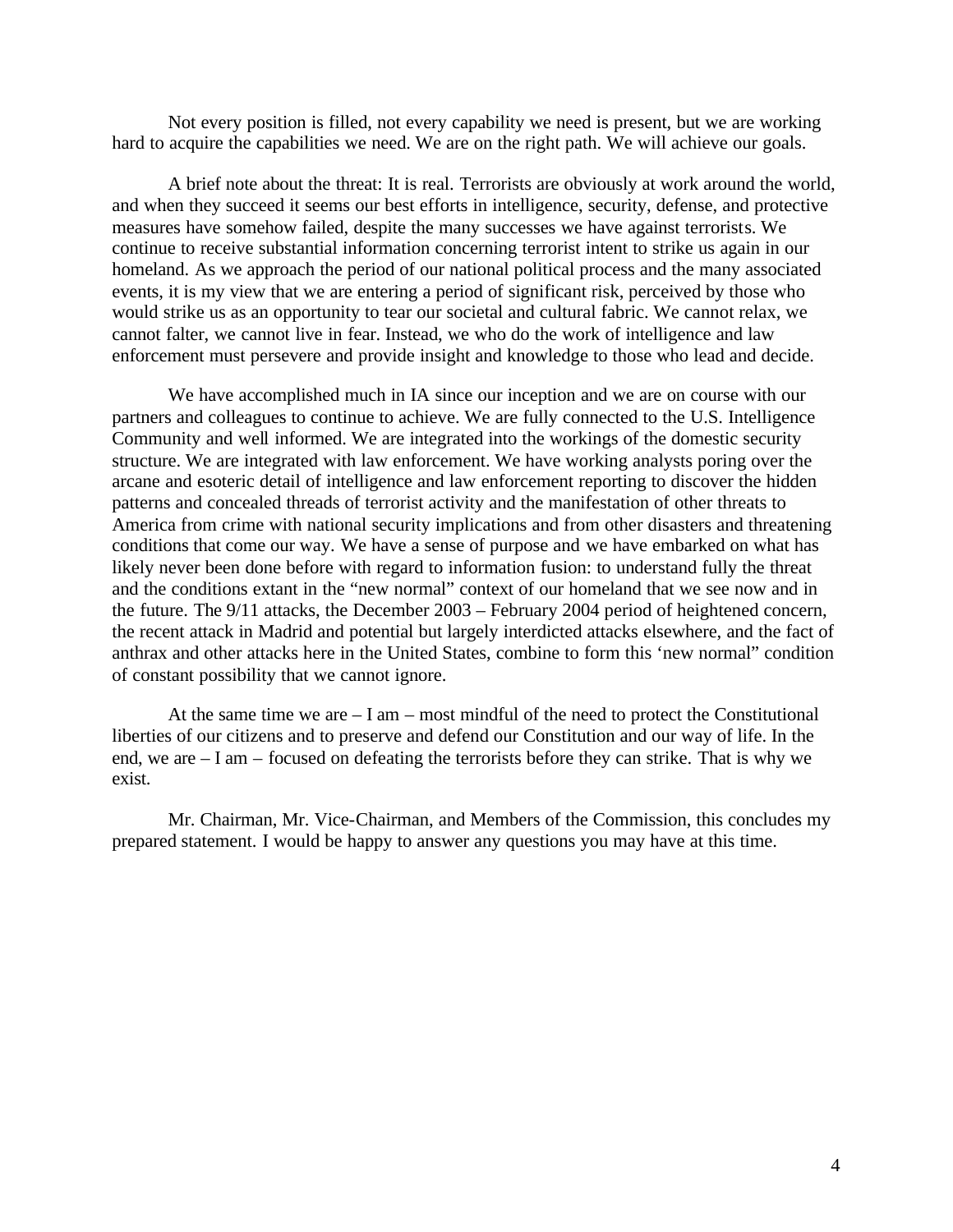Not every position is filled, not every capability we need is present, but we are working hard to acquire the capabilities we need. We are on the right path. We will achieve our goals.

A brief note about the threat: It is real. Terrorists are obviously at work around the world, and when they succeed it seems our best efforts in intelligence, security, defense, and protective measures have somehow failed, despite the many successes we have against terrorists. We continue to receive substantial information concerning terrorist intent to strike us again in our homeland. As we approach the period of our national political process and the many associated events, it is my view that we are entering a period of significant risk, perceived by those who would strike us as an opportunity to tear our societal and cultural fabric. We cannot relax, we cannot falter, we cannot live in fear. Instead, we who do the work of intelligence and law enforcement must persevere and provide insight and knowledge to those who lead and decide.

We have accomplished much in IA since our inception and we are on course with our partners and colleagues to continue to achieve. We are fully connected to the U.S. Intelligence Community and well informed. We are integrated into the workings of the domestic security structure. We are integrated with law enforcement. We have working analysts poring over the arcane and esoteric detail of intelligence and law enforcement reporting to discover the hidden patterns and concealed threads of terrorist activity and the manifestation of other threats to America from crime with national security implications and from other disasters and threatening conditions that come our way. We have a sense of purpose and we have embarked on what has likely never been done before with regard to information fusion: to understand fully the threat and the conditions extant in the "new normal" context of our homeland that we see now and in the future. The 9/11 attacks, the December 2003 – February 2004 period of heightened concern, the recent attack in Madrid and potential but largely interdicted attacks elsewhere, and the fact of anthrax and other attacks here in the United States, combine to form this 'new normal" condition of constant possibility that we cannot ignore.

At the same time we are – I am – most mindful of the need to protect the Constitutional liberties of our citizens and to preserve and defend our Constitution and our way of life. In the end, we are – I am – focused on defeating the terrorists before they can strike. That is why we exist.

Mr. Chairman, Mr. Vice-Chairman, and Members of the Commission, this concludes my prepared statement. I would be happy to answer any questions you may have at this time.